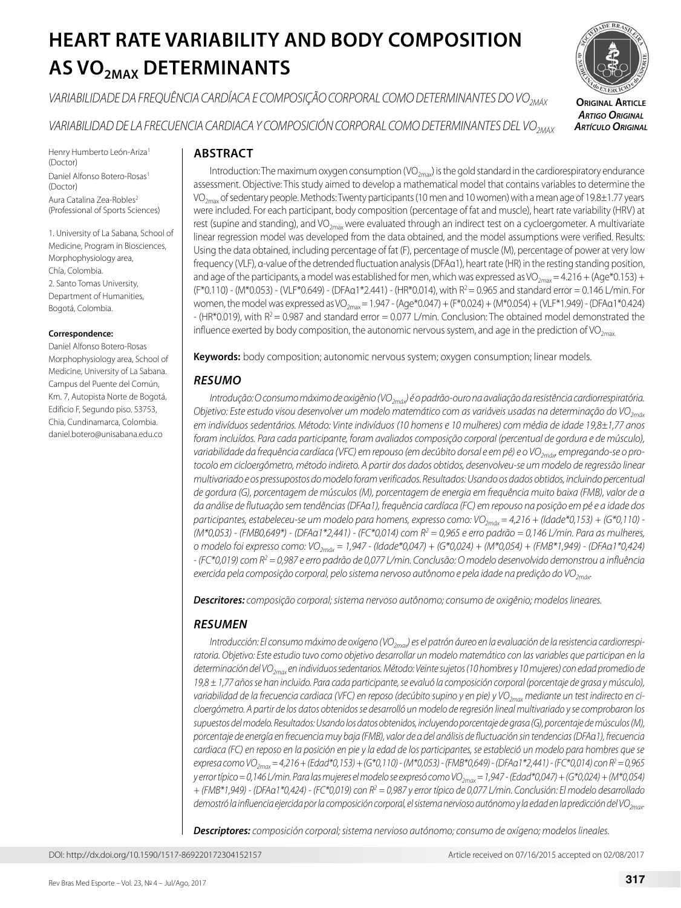# HEARD RATE VARIABILITY AND BODY COMPOSITION AS $VO_{2MAX}$ DETERMINANTS

*VARIABILIDADE DA FREQUÊNCIA CARDÍACA E COMPOSIÇÃO CORPORAL COMO DETERMINANTES DO $VO_{2MÁX}$*

*VARIABILIDAD DE LA FRECUENCIA CARDIACA Y COMPOSICIÓN CORPORAL COMO DETERMINANTES DEL $VO_{2MAX}$*

**Original Article**
***Artigo Original***
***Artículo Original***

Henry Humberto León-Ariza[1] (Doctor)
Daniel Alfonso Botero-Rosas[1] (Doctor)
Aura Catalina Zea-Robles[2] (Professional of Sports Sciences)

1. University of La Sabana, School of Medicine, Program in Biosciences, Morphophysiology area, Chía, Colombia.
2. Santo Tomas University, Department of Humanities, Bogotá, Colombia.

**Correspondence:**
Daniel Alfonso Botero-Rosas
Morphophysiology area, School of Medicine, University of La Sabana. Campus del Puente del Común, Km. 7, Autopista Norte de Bogotá, Edificio F, Segundo piso. 53753, Chia, Cundinamarca, Colombia.
daniel.botero@unisabana.edu.co

## ABSTRACT

Introduction: The maximum oxygen consumption ($VO_{2max}$) is the gold standard in the cardiorespiratory endurance assessment. Objective: This study aimed to develop a mathematical model that contains variables to determine the $VO_{2max}$ of sedentary people. Methods: Twenty participants (10 men and 10 women) with a mean age of 19.8±1.77 years were included. For each participant, body composition (percentage of fat and muscle), heart rate variability (HRV) at rest (supine and standing), and $VO_{2max}$ were evaluated through an indirect test on a cycloergometer. A multivariate linear regression model was developed from the data obtained, and the model assumptions were verified. Results: Using the data obtained, including percentage of fat (F), percentage of muscle (M), percentage of power at very low frequency (VLF), α-value of the detrended fluctuation analysis (DFAα1), heart rate (HR) in the resting standing position, and age of the participants, a model was established for men, which was expressed as $VO_{2max}$ = 4.216 + (Age*0.153) + (F*0.110) - (M*0.053) - (VLF*0.649) - (DFAα1*2.441) - (HR*0.014), with $R^2$ = 0.965 and standard error = 0.146 L/min. For women, the model was expressed as $VO_{2max}$ = 1.947 - (Age*0.047) + (F*0.024) + (M*0.054) + (VLF*1.949) - (DFAα1*0.424) - (HR*0.019), with $R^2$ = 0.987 and standard error = 0.077 L/min. Conclusion: The obtained model demonstrated the influence exerted by body composition, the autonomic nervous system, and age in the prediction of $VO_{2max}$.

**Keywords:** body composition; autonomic nervous system; oxygen consumption; linear models.

## RESUMO

*Introdução: O consumo máximo de oxigênio ($VO_{2máx}$) é o padrão-ouro na avaliação da resistência cardiorrespiratória. Objetivo: Este estudo visou desenvolver um modelo matemático com as variáveis usadas na determinação do $VO_{2máx}$ em indivíduos sedentários. Método: Vinte indivíduos (10 homens e 10 mulheres) com média de idade 19,8±1,77 anos foram incluídos. Para cada participante, foram avaliados composição corporal (percentual de gordura e de músculo), variabilidade da frequência cardíaca (VFC) em repouso (em decúbito dorsal e em pé) e o $VO_{2máx}$, empregando-se o protocolo em cicloergômetro, método indireto. A partir dos dados obtidos, desenvolveu-se um modelo de regressão linear multivariado e os pressupostos do modelo foram verificados. Resultados: Usando os dados obtidos, incluindo percentual de gordura (G), porcentagem de músculos (M), porcentagem de energia em frequência muito baixa (FMB), valor de a da análise de flutuação sem tendências (DFAα1), frequência cardíaca (FC) em repouso na posição em pé e a idade dos participantes, estabeleceu-se um modelo para homens, expresso como: $VO_{2máx}$ = 4,216 + (Idade*0,153) + (G*0,110) - (M*0,053) - (FMB0,649*) - (DFAα1*2,441) - (FC*0,014) com $R^2$ = 0,965 e erro padrão = 0,146 L/min. Para as mulheres, o modelo foi expresso como: $VO_{2máx}$ = 1,947 - (Idade*0,047) + (G*0,024) + (M*0,054) + (FMB*1,949) - (DFAα1*0,424) - (FC*0,019) com $R^2$ = 0,987 e erro padrão de 0,077 L/min. Conclusão: O modelo desenvolvido demonstrou a influência exercida pela composição corporal, pelo sistema nervoso autônomo e pela idade na predição do $VO_{2máx}$.*

***Descritores:** composição corporal; sistema nervoso autônomo; consumo de oxigênio; modelos lineares.*

## RESUMEN

*Introducción: El consumo máximo de oxígeno ($VO_{2max}$) es el patrón áureo en la evaluación de la resistencia cardiorrespiratoria. Objetivo: Este estudio tuvo como objetivo desarrollar un modelo matemático con las variables que participan en la determinación del $VO_{2max}$ en individuos sedentarios. Método: Veinte sujetos (10 hombres y 10 mujeres) con edad promedio de 19,8 ± 1,77 años se han incluido. Para cada participante, se evaluó la composición corporal (porcentaje de grasa y músculo), variabilidad de la frecuencia cardiaca (VFC) en reposo (decúbito supino y en pie) y $VO_{2max}$ mediante un test indirecto en cicloergómetro. A partir de los datos obtenidos se desarrolló un modelo de regresión lineal multivariado y se comprobaron los supuestos del modelo. Resultados: Usando los datos obtenidos, incluyendo porcentaje de grasa (G), porcentaje de músculos (M), porcentaje de energía en frecuencia muy baja (FMB), valor de a del análisis de fluctuación sin tendencias (DFAα1), frecuencia cardiaca (FC) en reposo en la posición en pie y la edad de los participantes, se estableció un modelo para hombres que se expresa como $VO_{2max}$ = 4,216 + (Edad*0,153) + (G*0,110) - (M*0,053) - (FMB*0,649) - (DFAα1*2,441) - (FC*0,014) con $R^2$ = 0,965 y error típico = 0,146 L/min. Para las mujeres el modelo se expresó como $VO_{2max}$ = 1,947 - (Edad*0,047) + (G*0,024) + (M*0,054) + (FMB*1,949) - (DFAα1*0,424) - (FC*0,019) con $R^2$ = 0,987 y error típico de 0,077 L/min. Conclusión: El modelo desarrollado demostró la influencia ejercida por la composición corporal, el sistema nervioso autónomo y la edad en la predicción del $VO_{2max}$.*

***Descriptores:** composición corporal; sistema nervioso autónomo; consumo de oxígeno; modelos lineales.*

DOI: http://dx.doi.org/10.1590/1517-869220172304152157 Article received on 07/16/2015 accepted on 02/08/2017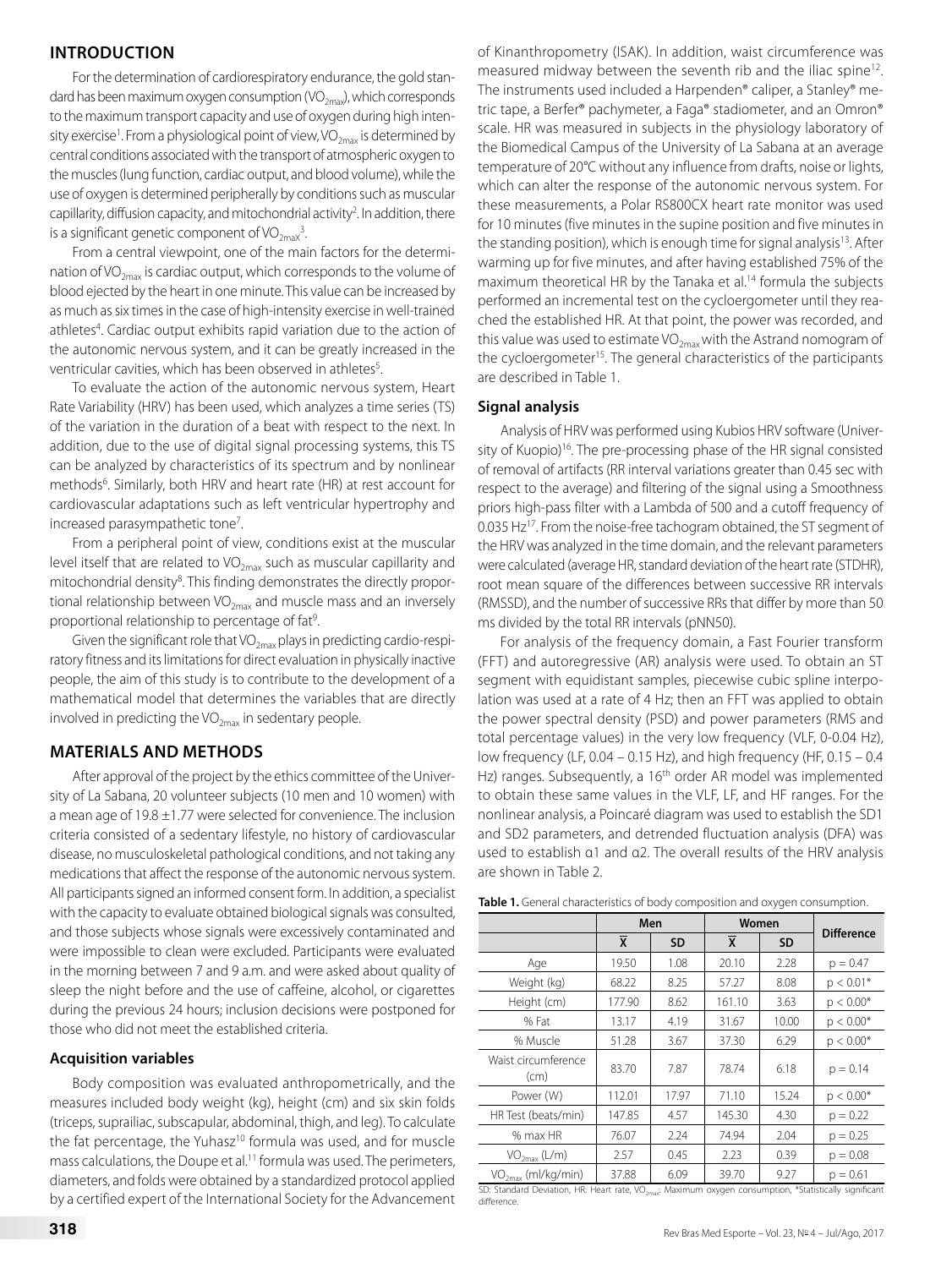## INTRODUCTION

For the determination of cardiorespiratory endurance, the gold standard has been maximum oxygen consumption ($VO_{2max}$), which corresponds to the maximum transport capacity and use of oxygen during high intensity exercise[1]. From a physiological point of view, $VO_{2max}$ is determined by central conditions associated with the transport of atmospheric oxygen to the muscles (lung function, cardiac output, and blood volume), while the use of oxygen is determined peripherally by conditions such as muscular capillarity, diffusion capacity, and mitochondrial activity[2]. In addition, there is a significant genetic component of $VO_{2max}$[3].

From a central viewpoint, one of the main factors for the determination of $VO_{2max}$ is cardiac output, which corresponds to the volume of blood ejected by the heart in one minute. This value can be increased by as much as six times in the case of high-intensity exercise in well-trained athletes[4]. Cardiac output exhibits rapid variation due to the action of the autonomic nervous system, and it can be greatly increased in the ventricular cavities, which has been observed in athletes[5].

To evaluate the action of the autonomic nervous system, Heart Rate Variability (HRV) has been used, which analyzes a time series (TS) of the variation in the duration of a beat with respect to the next. In addition, due to the use of digital signal processing systems, this TS can be analyzed by characteristics of its spectrum and by nonlinear methods[6]. Similarly, both HRV and heart rate (HR) at rest account for cardiovascular adaptations such as left ventricular hypertrophy and increased parasympathetic tone[7].

From a peripheral point of view, conditions exist at the muscular level itself that are related to $VO_{2max}$ such as muscular capillarity and mitochondrial density[8]. This finding demonstrates the directly proportional relationship between $VO_{2max}$ and muscle mass and an inversely proportional relationship to percentage of fat[9].

Given the significant role that $VO_{2max}$ plays in predicting cardio-respiratory fitness and its limitations for direct evaluation in physically inactive people, the aim of this study is to contribute to the development of a mathematical model that determines the variables that are directly involved in predicting the $VO_{2max}$ in sedentary people.

## MATERIALS AND METHODS

After approval of the project by the ethics committee of the University of La Sabana, 20 volunteer subjects (10 men and 10 women) with a mean age of 19.8 ±1.77 were selected for convenience. The inclusion criteria consisted of a sedentary lifestyle, no history of cardiovascular disease, no musculoskeletal pathological conditions, and not taking any medications that affect the response of the autonomic nervous system. All participants signed an informed consent form. In addition, a specialist with the capacity to evaluate obtained biological signals was consulted, and those subjects whose signals were excessively contaminated and were impossible to clean were excluded. Participants were evaluated in the morning between 7 and 9 a.m. and were asked about quality of sleep the night before and the use of caffeine, alcohol, or cigarettes during the previous 24 hours; inclusion decisions were postponed for those who did not meet the established criteria.

### Acquisition variables

Body composition was evaluated anthropometrically, and the measures included body weight (kg), height (cm) and six skin folds (triceps, suprailiac, subscapular, abdominal, thigh, and leg). To calculate the fat percentage, the Yuhasz[10] formula was used, and for muscle mass calculations, the Doupe et al.[11] formula was used. The perimeters, diameters, and folds were obtained by a standardized protocol applied by a certified expert of the International Society for the Advancement of Kinanthropometry (ISAK). In addition, waist circumference was measured midway between the seventh rib and the iliac spine[12]. The instruments used included a Harpenden® caliper, a Stanley® metric tape, a Berfer® pachymeter, a Faga® stadiometer, and an Omron® scale. HR was measured in subjects in the physiology laboratory of the Biomedical Campus of the University of La Sabana at an average temperature of 20°C without any influence from drafts, noise or lights, which can alter the response of the autonomic nervous system. For these measurements, a Polar RS800CX heart rate monitor was used for 10 minutes (five minutes in the supine position and five minutes in the standing position), which is enough time for signal analysis[13]. After warming up for five minutes, and after having established 75% of the maximum theoretical HR by the Tanaka et al.[14] formula the subjects performed an incremental test on the cycloergometer until they reached the established HR. At that point, the power was recorded, and this value was used to estimate $VO_{2max}$ with the Astrand nomogram of the cycloergometer[15]. The general characteristics of the participants are described in Table 1.

### Signal analysis

Analysis of HRV was performed using Kubios HRV software (University of Kuopio)[16]. The pre-processing phase of the HR signal consisted of removal of artifacts (RR interval variations greater than 0.45 sec with respect to the average) and filtering of the signal using a Smoothness priors high-pass filter with a Lambda of 500 and a cutoff frequency of 0.035 Hz[17]. From the noise-free tachogram obtained, the ST segment of the HRV was analyzed in the time domain, and the relevant parameters were calculated (average HR, standard deviation of the heart rate (STDHR), root mean square of the differences between successive RR intervals (RMSSD), and the number of successive RRs that differ by more than 50 ms divided by the total RR intervals (pNN50).

For analysis of the frequency domain, a Fast Fourier transform (FFT) and autoregressive (AR) analysis were used. To obtain an ST segment with equidistant samples, piecewise cubic spline interpolation was used at a rate of 4 Hz; then an FFT was applied to obtain the power spectral density (PSD) and power parameters (RMS and total percentage values) in the very low frequency (VLF, 0-0.04 Hz), low frequency (LF, 0.04 – 0.15 Hz), and high frequency (HF, 0.15 – 0.4 Hz) ranges. Subsequently, a 16th order AR model was implemented to obtain these same values in the VLF, LF, and HF ranges. For the nonlinear analysis, a Poincaré diagram was used to establish the SD1 and SD2 parameters, and detrended fluctuation analysis (DFA) was used to establish α1 and α2. The overall results of the HRV analysis are shown in Table 2.

**Table 1.** General characteristics of body composition and oxygen consumption.

| | Men | | Women | | Difference |
|---|---|---|---|---|---|
| | $\bar{X}$ | SD | $\bar{X}$ | SD | |
| Age | 19.50 | 1.08 | 20.10 | 2.28 | $p = 0.47$ |
| Weight (kg) | 68.22 | 8.25 | 57.27 | 8.08 | $p < 0.01$* |
| Height (cm) | 177.90 | 8.62 | 161.10 | 3.63 | $p < 0.00$* |
| % Fat | 13.17 | 4.19 | 31.67 | 10.00 | $p < 0.00$* |
| % Muscle | 51.28 | 3.67 | 37.30 | 6.29 | $p < 0.00$* |
| Waist circumference (cm) | 83.70 | 7.87 | 78.74 | 6.18 | $p = 0.14$ |
| Power (W) | 112.01 | 17.97 | 71.10 | 15.24 | $p < 0.00$* |
| HR Test (beats/min) | 147.85 | 4.57 | 145.30 | 4.30 | $p = 0.22$ |
| % max HR | 76.07 | 2.24 | 74.94 | 2.04 | $p = 0.25$ |
| $VO_{2max}$ (L/m) | 2.57 | 0.45 | 2.23 | 0.39 | $p = 0.08$ |
| $VO_{2max}$ (ml/kg/min) | 37.88 | 6.09 | 39.70 | 9.27 | $p = 0.61$ |

SD: Standard Deviation, HR: Heart rate, $VO_{2max}$: Maximum oxygen consumption, *Statistically significant difference.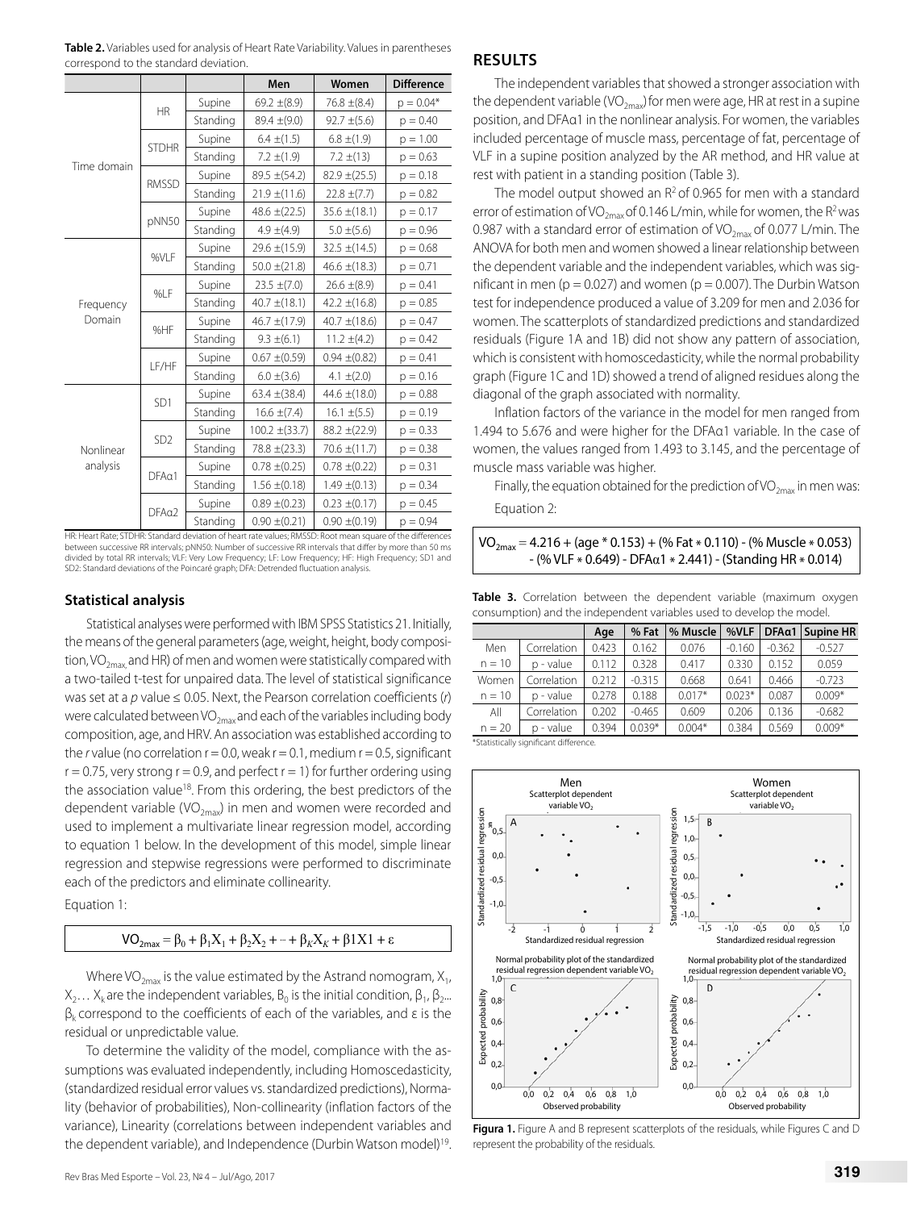**Table 2.** Variables used for analysis of Heart Rate Variability. Values in parentheses correspond to the standard deviation.

| | | | Men | Women | Difference |
|---|---|---|---|---|---|
| Time domain | HR | Supine | 69.2 ±(8.9) | 76.8 ±(8.4) | p = 0.04* |
| | | Standing | 89.4 ±(9.0) | 92.7 ±(5.6) | p = 0.40 |
| | STDHR | Supine | 6.4 ±(1.5) | 6.8 ±(1.9) | p = 1.00 |
| | | Standing | 7.2 ±(1.9) | 7.2 ±(13) | p = 0.63 |
| | RMSSD | Supine | 89.5 ±(54.2) | 82.9 ±(25.5) | p = 0.18 |
| | | Standing | 21.9 ±(11.6) | 22.8 ±(7.7) | p = 0.82 |
| | pNN50 | Supine | 48.6 ±(22.5) | 35.6 ±(18.1) | p = 0.17 |
| | | Standing | 4.9 ±(4.9) | 5.0 ±(5.6) | p = 0.96 |
| Frequency Domain | %VLF | Supine | 29.6 ±(15.9) | 32.5 ±(14.5) | p = 0.68 |
| | | Standing | 50.0 ±(21.8) | 46.6 ±(18.3) | p = 0.71 |
| | %LF | Supine | 23.5 ±(7.0) | 26.6 ±(8.9) | p = 0.41 |
| | | Standing | 40.7 ±(18.1) | 42.2 ±(16.8) | p = 0.85 |
| | %HF | Supine | 46.7 ±(17.9) | 40.7 ±(18.6) | p = 0.47 |
| | | Standing | 9.3 ±(6.1) | 11.2 ±(4.2) | p = 0.42 |
| | LF/HF | Supine | 0.67 ±(0.59) | 0.94 ±(0.82) | p = 0.41 |
| | | Standing | 6.0 ±(3.6) | 4.1 ±(2.0) | p = 0.16 |
| Nonlinear analysis | SD1 | Supine | 63.4 ±(38.4) | 44.6 ±(18.0) | p = 0.88 |
| | | Standing | 16.6 ±(7.4) | 16.1 ±(5.5) | p = 0.19 |
| | SD2 | Supine | 100.2 ±(33.7) | 88.2 ±(22.9) | p = 0.33 |
| | | Standing | 78.8 ±(23.3) | 70.6 ±(11.7) | p = 0.38 |
| | DFAα1 | Supine | 0.78 ±(0.25) | 0.78 ±(0.22) | p = 0.31 |
| | | Standing | 1.56 ±(0.18) | 1.49 ±(0.13) | p = 0.34 |
| | DFAα2 | Supine | 0.89 ±(0.23) | 0.23 ±(0.17) | p = 0.45 |
| | | Standing | 0.90 ±(0.21) | 0.90 ±(0.19) | p = 0.94 |

HR: Heart Rate; STDHR: Standard deviation of heart rate values; RMSSD: Root mean square of the differences between successive RR intervals; pNN50: Number of successive RR intervals that differ by more than 50 ms divided by total RR intervals; VLF: Very Low Frequency; LF: Low Frequency; HF: High Frequency; SD1 and SD2: Standard deviations of the Poincaré graph; DFA: Detrended fluctuation analysis.

### Statistical analysis

Statistical analyses were performed with IBM SPSS Statistics 21. Initially, the means of the general parameters (age, weight, height, body composition, $VO_{2max}$ and HR) of men and women were statistically compared with a two-tailed t-test for unpaired data. The level of statistical significance was set at a *p* value ≤ 0.05. Next, the Pearson correlation coefficients (*r*) were calculated between $VO_{2max}$ and each of the variables including body composition, age, and HRV. An association was established according to the *r* value (no correlation r = 0.0, weak r = 0.1, medium r = 0.5, significant r = 0.75, very strong r = 0.9, and perfect r = 1) for further ordering using the association value[18]. From this ordering, the best predictors of the dependent variable ($VO_{2max}$) in men and women were recorded and used to implement a multivariate linear regression model, according to equation 1 below. In the development of this model, simple linear regression and stepwise regressions were performed to discriminate each of the predictors and eliminate collinearity.

Equation 1:

$$VO_{2max} = \beta_0 + \beta_1 X_1 + \beta_2 X_2 + \cdots + \beta_K X_K + \beta 1X1 + \varepsilon$$

Where $VO_{2max}$ is the value estimated by the Astrand nomogram, $X_1$, $X_2 \ldots X_k$ are the independent variables, $B_0$ is the initial condition, $\beta_1$, $\beta_2 \ldots \beta_k$ correspond to the coefficients of each of the variables, and ε is the residual or unpredictable value.

To determine the validity of the model, compliance with the assumptions was evaluated independently, including Homoscedasticity, (standardized residual error values vs. standardized predictions), Normality (behavior of probabilities), Non-collinearity (inflation factors of the variance), Linearity (correlations between independent variables and the dependent variable), and Independence (Durbin Watson model)[19].

## RESULTS

The independent variables that showed a stronger association with the dependent variable ($VO_{2max}$) for men were age, HR at rest in a supine position, and DFAα1 in the nonlinear analysis. For women, the variables included percentage of muscle mass, percentage of fat, percentage of VLF in a supine position analyzed by the AR method, and HR value at rest with patient in a standing position (Table 3).

The model output showed an $R^2$ of 0.965 for men with a standard error of estimation of $VO_{2max}$ of 0.146 L/min, while for women, the $R^2$ was 0.987 with a standard error of estimation of $VO_{2max}$ of 0.077 L/min. The ANOVA for both men and women showed a linear relationship between the dependent variable and the independent variables, which was significant in men (p = 0.027) and women (p = 0.007). The Durbin Watson test for independence produced a value of 3.209 for men and 2.036 for women. The scatterplots of standardized predictions and standardized residuals (Figure 1A and 1B) did not show any pattern of association, which is consistent with homoscedasticity, while the normal probability graph (Figure 1C and 1D) showed a trend of aligned residues along the diagonal of the graph associated with normality.

Inflation factors of the variance in the model for men ranged from 1.494 to 5.676 and were higher for the DFAα1 variable. In the case of women, the values ranged from 1.493 to 3.145, and the percentage of muscle mass variable was higher.

Finally, the equation obtained for the prediction of $VO_{2max}$ in men was:

Equation 2:

$$VO_{2max} = 4.216 + (age * 0.153) + (\% Fat * 0.110) - (\% Muscle * 0.053) - (\% VLF * 0.649) - DFA\alpha 1 * 2.441) - (Standing\ HR * 0.014)$$

**Table 3.** Correlation between the dependent variable (maximum oxygen consumption) and the independent variables used to develop the model.

| | | Age | % Fat | % Muscle | %VLF | DFAα1 | Supine HR |
|---|---|---|---|---|---|---|---|
| Men | Correlation | 0.423 | 0.162 | 0.076 | -0.160 | -0.362 | -0.527 |
| n = 10 | p - value | 0.112 | 0.328 | 0.417 | 0.330 | 0.152 | 0.059 |
| Women | Correlation | 0.212 | -0.315 | 0.668 | 0.641 | 0.466 | -0.723 |
| n = 10 | p - value | 0.278 | 0.188 | 0.017* | 0.023* | 0.087 | 0.009* |
| All | Correlation | 0.202 | -0.465 | 0.609 | 0.206 | 0.136 | -0.682 |
| n = 20 | p - value | 0.394 | 0.039* | 0.004* | 0.384 | 0.569 | 0.009* |

*Statistically significant difference.

**Figura 1.** Figure A and B represent scatterplots of the residuals, while Figures C and D represent the probability of the residuals.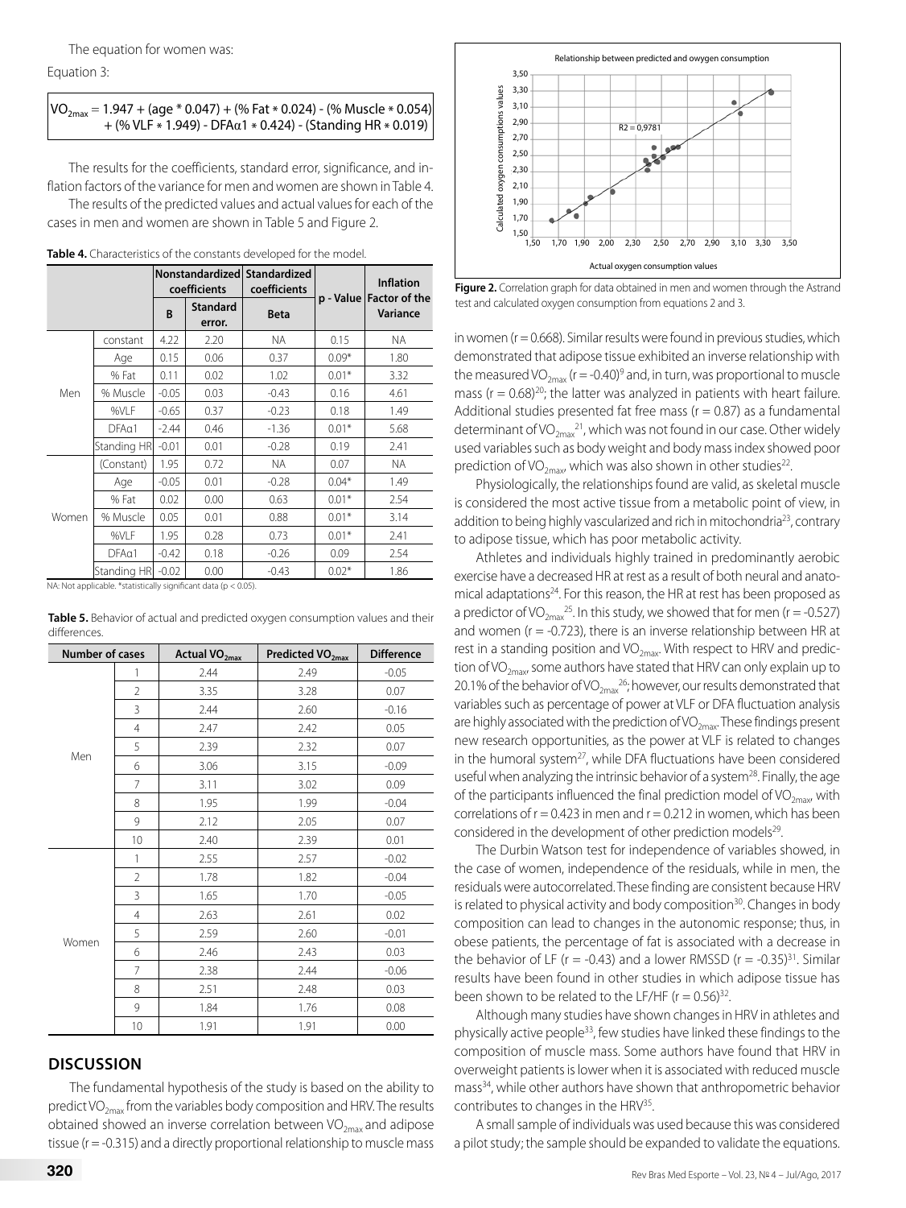The equation for women was:

Equation 3:

$$VO_{2max} = 1.947 + (age * 0.047) + (\%\ Fat * 0.024) - (\%\ Muscle * 0.054) + (\%\ VLF * 1.949) - DFA\alpha1 * 0.424) - (Standing\ HR * 0.019)$$

The results for the coefficients, standard error, significance, and inflation factors of the variance for men and women are shown in Table 4.

The results of the predicted values and actual values for each of the cases in men and women are shown in Table 5 and Figure 2.

**Table 4.** Characteristics of the constants developed for the model.

| | | Nonstandardized coefficients | | Standardized coefficients | p - Value | Inflation Factor of the Variance |
|---|---|---|---|---|---|---|
| | | B | Standard error. | Beta | | |
| Men | constant | 4.22 | 2.20 | NA | 0.15 | NA |
| | Age | 0.15 | 0.06 | 0.37 | 0.09* | 1.80 |
| | % Fat | 0.11 | 0.02 | 1.02 | 0.01* | 3.32 |
| | % Muscle | -0.05 | 0.03 | -0.43 | 0.16 | 4.61 |
| | %VLF | -0.65 | 0.37 | -0.23 | 0.18 | 1.49 |
| | DFAα1 | -2.44 | 0.46 | -1.36 | 0.01* | 5.68 |
| | Standing HR | -0.01 | 0.01 | -0.28 | 0.19 | 2.41 |
| Women | (Constant) | 1.95 | 0.72 | NA | 0.07 | NA |
| | Age | -0.05 | 0.01 | -0.28 | 0.04* | 1.49 |
| | % Fat | 0.02 | 0.00 | 0.63 | 0.01* | 2.54 |
| | % Muscle | 0.05 | 0.01 | 0.88 | 0.01* | 3.14 |
| | %VLF | 1.95 | 0.28 | 0.73 | 0.01* | 2.41 |
| | DFAα1 | -0.42 | 0.18 | -0.26 | 0.09 | 2.54 |
| | Standing HR | -0.02 | 0.00 | -0.43 | 0.02* | 1.86 |

NA: Not applicable. *statistically significant data ($p < 0.05$).

**Table 5.** Behavior of actual and predicted oxygen consumption values and their differences.

| Number of cases | | Actual $VO_{2max}$ | Predicted $VO_{2max}$ | Difference |
|---|---|---|---|---|
| Men | 1 | 2.44 | 2.49 | -0.05 |
| | 2 | 3.35 | 3.28 | 0.07 |
| | 3 | 2.44 | 2.60 | -0.16 |
| | 4 | 2.47 | 2.42 | 0.05 |
| | 5 | 2.39 | 2.32 | 0.07 |
| | 6 | 3.06 | 3.15 | -0.09 |
| | 7 | 3.11 | 3.02 | 0.09 |
| | 8 | 1.95 | 1.99 | -0.04 |
| | 9 | 2.12 | 2.05 | 0.07 |
| | 10 | 2.40 | 2.39 | 0.01 |
| Women | 1 | 2.55 | 2.57 | -0.02 |
| | 2 | 1.78 | 1.82 | -0.04 |
| | 3 | 1.65 | 1.70 | -0.05 |
| | 4 | 2.63 | 2.61 | 0.02 |
| | 5 | 2.59 | 2.60 | -0.01 |
| | 6 | 2.46 | 2.43 | 0.03 |
| | 7 | 2.38 | 2.44 | -0.06 |
| | 8 | 2.51 | 2.48 | 0.03 |
| | 9 | 1.84 | 1.76 | 0.08 |
| | 10 | 1.91 | 1.91 | 0.00 |

## DISCUSSION

The fundamental hypothesis of the study is based on the ability to predict $VO_{2max}$ from the variables body composition and HRV. The results obtained showed an inverse correlation between $VO_{2max}$ and adipose tissue ($r = -0.315$) and a directly proportional relationship to muscle mass in women ($r = 0.668$). Similar results were found in previous studies, which demonstrated that adipose tissue exhibited an inverse relationship with the measured $VO_{2max}$ ($r = -0.40$)[9] and, in turn, was proportional to muscle mass ($r = 0.68$)[20]; the latter was analyzed in patients with heart failure. Additional studies presented fat free mass ($r = 0.87$) as a fundamental determinant of $VO_{2max}$[21], which was not found in our case. Other widely used variables such as body weight and body mass index showed poor prediction of $VO_{2max}$, which was also shown in other studies[22].

Physiologically, the relationships found are valid, as skeletal muscle is considered the most active tissue from a metabolic point of view, in addition to being highly vascularized and rich in mitochondria[23], contrary to adipose tissue, which has poor metabolic activity.

Athletes and individuals highly trained in predominantly aerobic exercise have a decreased HR at rest as a result of both neural and anatomical adaptations[24]. For this reason, the HR at rest has been proposed as a predictor of $VO_{2max}$[25]. In this study, we showed that for men ($r = -0.527$) and women ($r = -0.723$), there is an inverse relationship between HR at rest in a standing position and $VO_{2max}$. With respect to HRV and prediction of $VO_{2max}$, some authors have stated that HRV can only explain up to 20.1% of the behavior of $VO_{2max}$[26]; however, our results demonstrated that variables such as percentage of power at VLF or DFA fluctuation analysis are highly associated with the prediction of $VO_{2max}$. These findings present new research opportunities, as the power at VLF is related to changes in the humoral system[27], while DFA fluctuations have been considered useful when analyzing the intrinsic behavior of a system[28]. Finally, the age of the participants influenced the final prediction model of $VO_{2max}$, with correlations of $r = 0.423$ in men and $r = 0.212$ in women, which has been considered in the development of other prediction models[29].

The Durbin Watson test for independence of variables showed, in the case of women, independence of the residuals, while in men, the residuals were autocorrelated. These finding are consistent because HRV is related to physical activity and body composition[30]. Changes in body composition can lead to changes in the autonomic response; thus, in obese patients, the percentage of fat is associated with a decrease in the behavior of LF ($r = -0.43$) and a lower RMSSD ($r = -0.35$)[31]. Similar results have been found in other studies in which adipose tissue has been shown to be related to the LF/HF ($r = 0.56$)[32].

Although many studies have shown changes in HRV in athletes and physically active people[33], few studies have linked these findings to the composition of muscle mass. Some authors have found that HRV in overweight patients is lower when it is associated with reduced muscle mass[34], while other authors have shown that anthropometric behavior contributes to changes in the HRV[35].

A small sample of individuals was used because this was considered a pilot study; the sample should be expanded to validate the equations.

**Figure 2.** Correlation graph for data obtained in men and women through the Astrand test and calculated oxygen consumption from equations 2 and 3.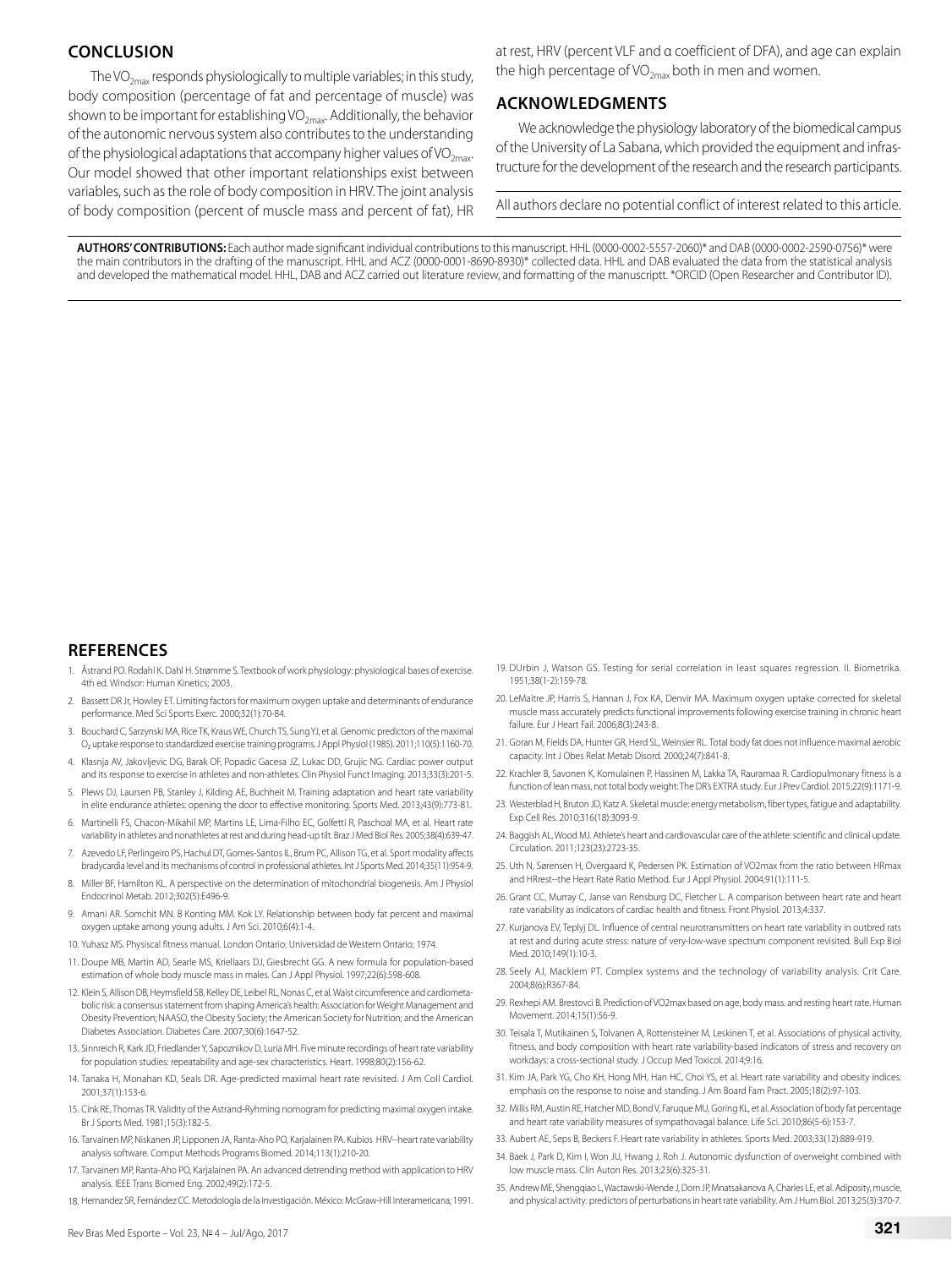## CONCLUSION

The $VO_{2max}$ responds physiologically to multiple variables; in this study, body composition (percentage of fat and percentage of muscle) was shown to be important for establishing $VO_{2max}$. Additionally, the behavior of the autonomic nervous system also contributes to the understanding of the physiological adaptations that accompany higher values of $VO_{2max}$. Our model showed that other important relationships exist between variables, such as the role of body composition in HRV. The joint analysis of body composition (percent of muscle mass and percent of fat), HR at rest, HRV (percent VLF and α coefficient of DFA), and age can explain the high percentage of $VO_{2max}$ both in men and women.

## ACKNOWLEDGMENTS

We acknowledge the physiology laboratory of the biomedical campus of the University of La Sabana, which provided the equipment and infrastructure for the development of the research and the research participants.

All authors declare no potential conflict of interest related to this article.

**AUTHORS' CONTRIBUTIONS:** Each author made significant individual contributions to this manuscript. HHL (0000-0002-5557-2060)* and DAB (0000-0002-2590-0756)* were the main contributors in the drafting of the manuscript. HHL and ACZ (0000-0001-8690-8930)* collected data. HHL and DAB evaluated the data from the statistical analysis and developed the mathematical model. HHL, DAB and ACZ carried out literature review, and formatting of the manuscriptt. *ORCID (Open Researcher and Contributor ID).

## REFERENCES

1. Åstrand PO. Rodahl K. Dahl H. Strømme S. Textbook of work physiology: physiological bases of exercise. 4th ed. Windsor: Human Kinetics; 2003.
2. Bassett DR Jr, Howley ET. Limiting factors for maximum oxygen uptake and determinants of endurance performance. Med Sci Sports Exerc. 2000;32(1):70-84.
3. Bouchard C, Sarzynski MA, Rice TK, Kraus WE, Church TS, Sung YJ, et al. Genomic predictors of the maximal $O_2$ uptake response to standardized exercise training programs. J Appl Physiol (1985). 2011;110(5):1160-70.
4. Klasnja AV, Jakovljevic DG, Barak OF, Popadic Gacesa JZ, Lukac DD, Grujic NG. Cardiac power output and its response to exercise in athletes and non-athletes. Clin Physiol Funct Imaging. 2013;33(3):201-5.
5. Plews DJ, Laursen PB, Stanley J, Kilding AE, Buchheit M. Training adaptation and heart rate variability in elite endurance athletes: opening the door to effective monitoring. Sports Med. 2013;43(9):773-81.
6. Martinelli FS, Chacon-Mikahil MP, Martins LE, Lima-Filho EC, Golfetti R, Paschoal MA, et al. Heart rate variability in athletes and nonathletes at rest and during head-up tilt. Braz J Med Biol Res. 2005;38(4):639-47.
7. Azevedo LF, Perlingeiro PS, Hachul DT, Gomes-Santos IL, Brum PC, Allison TG, et al. Sport modality affects bradycardia level and its mechanisms of control in professional athletes. Int J Sports Med. 2014;35(11):954-9.
8. Miller BF, Hamilton KL. A perspective on the determination of mitochondrial biogenesis. Am J Physiol Endocrinol Metab. 2012;302(5):E496-9.
9. Amani AR. Somchit MN. B Konting MM. Kok LY. Relationship between body fat percent and maximal oxygen uptake among young adults. J Am Sci. 2010;6(4):1-4.
10. Yuhasz MS. Physiscal fitness manual. London Ontario: Universidad de Western Ontario; 1974.
11. Doupe MB, Martin AD, Searle MS, Kriellaars DJ, Giesbrecht GG. A new formula for population-based estimation of whole body muscle mass in males. Can J Appl Physiol. 1997;22(6):598-608.
12. Klein S, Allison DB, Heymsfield SB, Kelley DE, Leibel RL, Nonas C, et al. Waist circumference and cardiometabolic risk: a consensus statement from shaping America's health: Association for Weight Management and Obesity Prevention; NAASO, the Obesity Society; the American Society for Nutrition; and the American Diabetes Association. Diabetes Care. 2007;30(6):1647-52.
13. Sinnreich R, Kark JD, Friedlander Y, Sapoznikov D, Luria MH. Five minute recordings of heart rate variability for population studies: repeatability and age-sex characteristics. Heart. 1998;80(2):156-62.
14. Tanaka H, Monahan KD, Seals DR. Age-predicted maximal heart rate revisited. J Am Coll Cardiol. 2001;37(1):153-6.
15. Cink RE, Thomas TR. Validity of the Astrand-Ryhming nomogram for predicting maximal oxygen intake. Br J Sports Med. 1981;15(3):182-5.
16. Tarvainen MP, Niskanen JP, Lipponen JA, Ranta-Aho PO, Karjalainen PA. Kubios HRV--heart rate variability analysis software. Comput Methods Programs Biomed. 2014;113(1):210-20.
17. Tarvainen MP, Ranta-Aho PO, Karjalainen PA. An advanced detrending method with application to HRV analysis. IEEE Trans Biomed Eng. 2002;49(2):172-5.
18. Hernandez SR, Fernández CC. Metodología de la investigación. México: McGraw-Hill Interamericana; 1991.
19. DUrbin J, Watson GS. Testing for serial correlation in least squares regression. II. Biometrika. 1951;38(1-2):159-78.
20. LeMaitre JP, Harris S, Hannan J, Fox KA, Denvir MA. Maximum oxygen uptake corrected for skeletal muscle mass accurately predicts functional improvements following exercise training in chronic heart failure. Eur J Heart Fail. 2006;8(3):243-8.
21. Goran M, Fields DA, Hunter GR, Herd SL, Weinsier RL. Total body fat does not influence maximal aerobic capacity. Int J Obes Relat Metab Disord. 2000;24(7):841-8.
22. Krachler B, Savonen K, Komulainen P, Hassinen M, Lakka TA, Rauramaa R. Cardiopulmonary fitness is a function of lean mass, not total body weight: The DR's EXTRA study. Eur J Prev Cardiol. 2015;22(9):1171-9.
23. Westerblad H, Bruton JD, Katz A. Skeletal muscle: energy metabolism, fiber types, fatigue and adaptability. Exp Cell Res. 2010;316(18):3093-9.
24. Baggish AL, Wood MJ. Athlete's heart and cardiovascular care of the athlete: scientific and clinical update. Circulation. 2011;123(23):2723-35.
25. Uth N, Sørensen H, Overgaard K, Pedersen PK. Estimation of VO2max from the ratio between HRmax and HRrest--the Heart Rate Ratio Method. Eur J Appl Physiol. 2004;91(1):111-5.
26. Grant CC, Murray C, Janse van Rensburg DC, Fletcher L. A comparison between heart rate and heart rate variability as indicators of cardiac health and fitness. Front Physiol. 2013;4:337.
27. Kurjanova EV, Teplyj DL. Influence of central neurotransmitters on heart rate variability in outbred rats at rest and during acute stress: nature of very-low-wave spectrum component revisited. Bull Exp Biol Med. 2010;149(1):10-3.
28. Seely AJ, Macklem PT. Complex systems and the technology of variability analysis. Crit Care. 2004;8(6):R367-84.
29. Rexhepi AM. Brestovci B. Prediction of VO2max based on age, body mass. and resting heart rate. Human Movement. 2014;15(1):56-9.
30. Teisala T, Mutikainen S, Tolvanen A, Rottensteiner M, Leskinen T, et al. Associations of physical activity, fitness, and body composition with heart rate variability-based indicators of stress and recovery on workdays: a cross-sectional study. J Occup Med Toxicol. 2014;9:16.
31. Kim JA, Park YG, Cho KH, Hong MH, Han HC, Choi YS, et al. Heart rate variability and obesity indices: emphasis on the response to noise and standing. J Am Board Fam Pract. 2005;18(2):97-103.
32. Millis RM, Austin RE, Hatcher MD, Bond V, Faruque MU, Goring KL, et al. Association of body fat percentage and heart rate variability measures of sympathovagal balance. Life Sci. 2010;86(5-6):153-7.
33. Aubert AE, Seps B, Beckers F. Heart rate variability in athletes. Sports Med. 2003;33(12):889-919.
34. Baek J, Park D, Kim I, Won JU, Hwang J, Roh J. Autonomic dysfunction of overweight combined with low muscle mass. Clin Auton Res. 2013;23(6):325-31.
35. Andrew ME, Shengqiao L, Wactawski-Wende J, Dorn JP, Mnatsakanova A, Charles LE, et al. Adiposity, muscle, and physical activity: predictors of perturbations in heart rate variability. Am J Hum Biol. 2013;25(3):370-7.